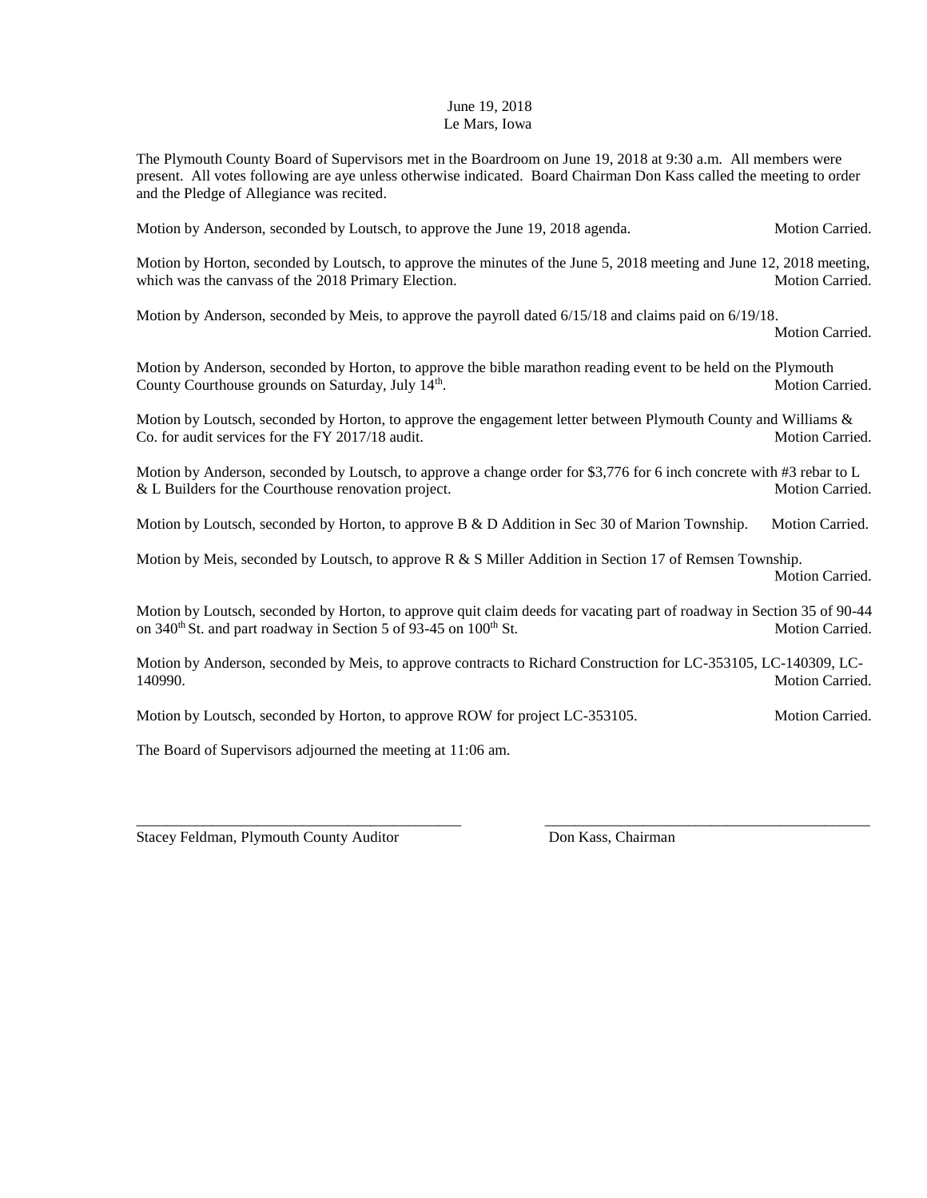June 19, 2018
Le Mars, Iowa

The Plymouth County Board of Supervisors met in the Boardroom on June 19, 2018 at 9:30 a.m. All members were present. All votes following are aye unless otherwise indicated. Board Chairman Don Kass called the meeting to order and the Pledge of Allegiance was recited.

Motion by Anderson, seconded by Loutsch, to approve the June 19, 2018 agenda. Motion Carried.

Motion by Horton, seconded by Loutsch, to approve the minutes of the June 5, 2018 meeting and June 12, 2018 meeting, which was the canvass of the 2018 Primary Election. Motion Carried.

Motion by Anderson, seconded by Meis, to approve the payroll dated 6/15/18 and claims paid on 6/19/18. Motion Carried.

Motion by Anderson, seconded by Horton, to approve the bible marathon reading event to be held on the Plymouth County Courthouse grounds on Saturday, July 14th. Motion Carried.

Motion by Loutsch, seconded by Horton, to approve the engagement letter between Plymouth County and Williams & Co. for audit services for the FY 2017/18 audit. Motion Carried.

Motion by Anderson, seconded by Loutsch, to approve a change order for $3,776 for 6 inch concrete with #3 rebar to L & L Builders for the Courthouse renovation project. Motion Carried.

Motion by Loutsch, seconded by Horton, to approve B & D Addition in Sec 30 of Marion Township. Motion Carried.

Motion by Meis, seconded by Loutsch, to approve R & S Miller Addition in Section 17 of Remsen Township. Motion Carried.

Motion by Loutsch, seconded by Horton, to approve quit claim deeds for vacating part of roadway in Section 35 of 90-44 on 340th St. and part roadway in Section 5 of 93-45 on 100th St. Motion Carried.

Motion by Anderson, seconded by Meis, to approve contracts to Richard Construction for LC-353105, LC-140309, LC-140990. Motion Carried.

Motion by Loutsch, seconded by Horton, to approve ROW for project LC-353105. Motion Carried.

The Board of Supervisors adjourned the meeting at 11:06 am.

\_\_\_\_\_\_\_\_\_\_\_\_\_\_\_\_\_\_\_\_\_\_\_\_\_\_\_\_\_\_\_\_\_\_\_\_\_\_\_\_\_\_\_\_ \_\_\_\_\_\_\_\_\_\_\_\_\_\_\_\_\_\_\_\_\_\_\_\_\_\_\_\_\_\_\_\_\_\_\_\_\_\_\_\_\_\_\_\_

Stacey Feldman, Plymouth County Auditor Don Kass, Chairman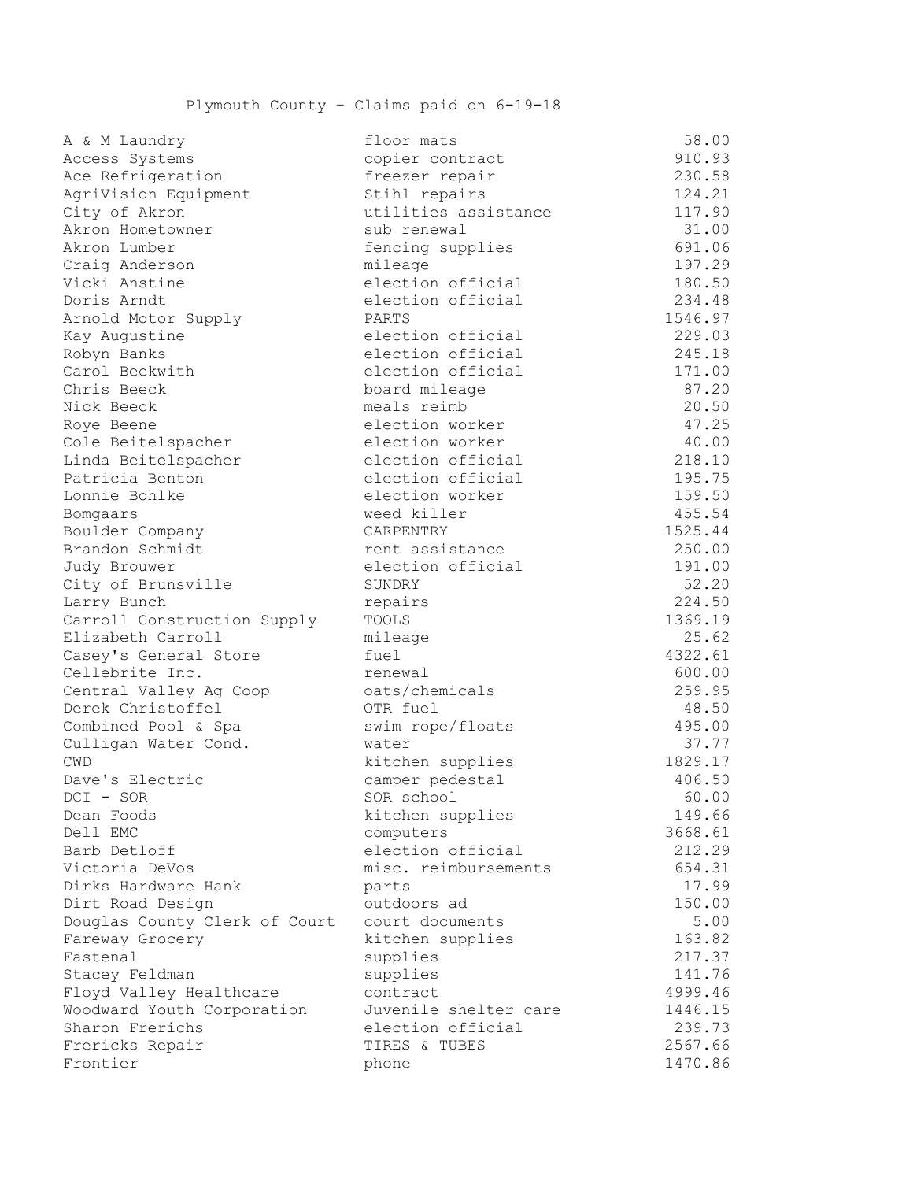Plymouth County – Claims paid on 6-19-18

| | | |
|---|---|---|
| A & M Laundry | floor mats | 58.00 |
| Access Systems | copier contract | 910.93 |
| Ace Refrigeration | freezer repair | 230.58 |
| AgriVision Equipment | Stihl repairs | 124.21 |
| City of Akron | utilities assistance | 117.90 |
| Akron Hometowner | sub renewal | 31.00 |
| Akron Lumber | fencing supplies | 691.06 |
| Craig Anderson | mileage | 197.29 |
| Vicki Anstine | election official | 180.50 |
| Doris Arndt | election official | 234.48 |
| Arnold Motor Supply | PARTS | 1546.97 |
| Kay Augustine | election official | 229.03 |
| Robyn Banks | election official | 245.18 |
| Carol Beckwith | election official | 171.00 |
| Chris Beeck | board mileage | 87.20 |
| Nick Beeck | meals reimb | 20.50 |
| Roye Beene | election worker | 47.25 |
| Cole Beitelspacher | election worker | 40.00 |
| Linda Beitelspacher | election official | 218.10 |
| Patricia Benton | election official | 195.75 |
| Lonnie Bohlke | election worker | 159.50 |
| Bomgaars | weed killer | 455.54 |
| Boulder Company | CARPENTRY | 1525.44 |
| Brandon Schmidt | rent assistance | 250.00 |
| Judy Brouwer | election official | 191.00 |
| City of Brunsville | SUNDRY | 52.20 |
| Larry Bunch | repairs | 224.50 |
| Carroll Construction Supply | TOOLS | 1369.19 |
| Elizabeth Carroll | mileage | 25.62 |
| Casey's General Store | fuel | 4322.61 |
| Cellebrite Inc. | renewal | 600.00 |
| Central Valley Ag Coop | oats/chemicals | 259.95 |
| Derek Christoffel | OTR fuel | 48.50 |
| Combined Pool & Spa | swim rope/floats | 495.00 |
| Culligan Water Cond. | water | 37.77 |
| CWD | kitchen supplies | 1829.17 |
| Dave's Electric | camper pedestal | 406.50 |
| DCI - SOR | SOR school | 60.00 |
| Dean Foods | kitchen supplies | 149.66 |
| Dell EMC | computers | 3668.61 |
| Barb Detloff | election official | 212.29 |
| Victoria DeVos | misc. reimbursements | 654.31 |
| Dirks Hardware Hank | parts | 17.99 |
| Dirt Road Design | outdoors ad | 150.00 |
| Douglas County Clerk of Court | court documents | 5.00 |
| Fareway Grocery | kitchen supplies | 163.82 |
| Fastenal | supplies | 217.37 |
| Stacey Feldman | supplies | 141.76 |
| Floyd Valley Healthcare | contract | 4999.46 |
| Woodward Youth Corporation | Juvenile shelter care | 1446.15 |
| Sharon Frerichs | election official | 239.73 |
| Frericks Repair | TIRES & TUBES | 2567.66 |
| Frontier | phone | 1470.86 |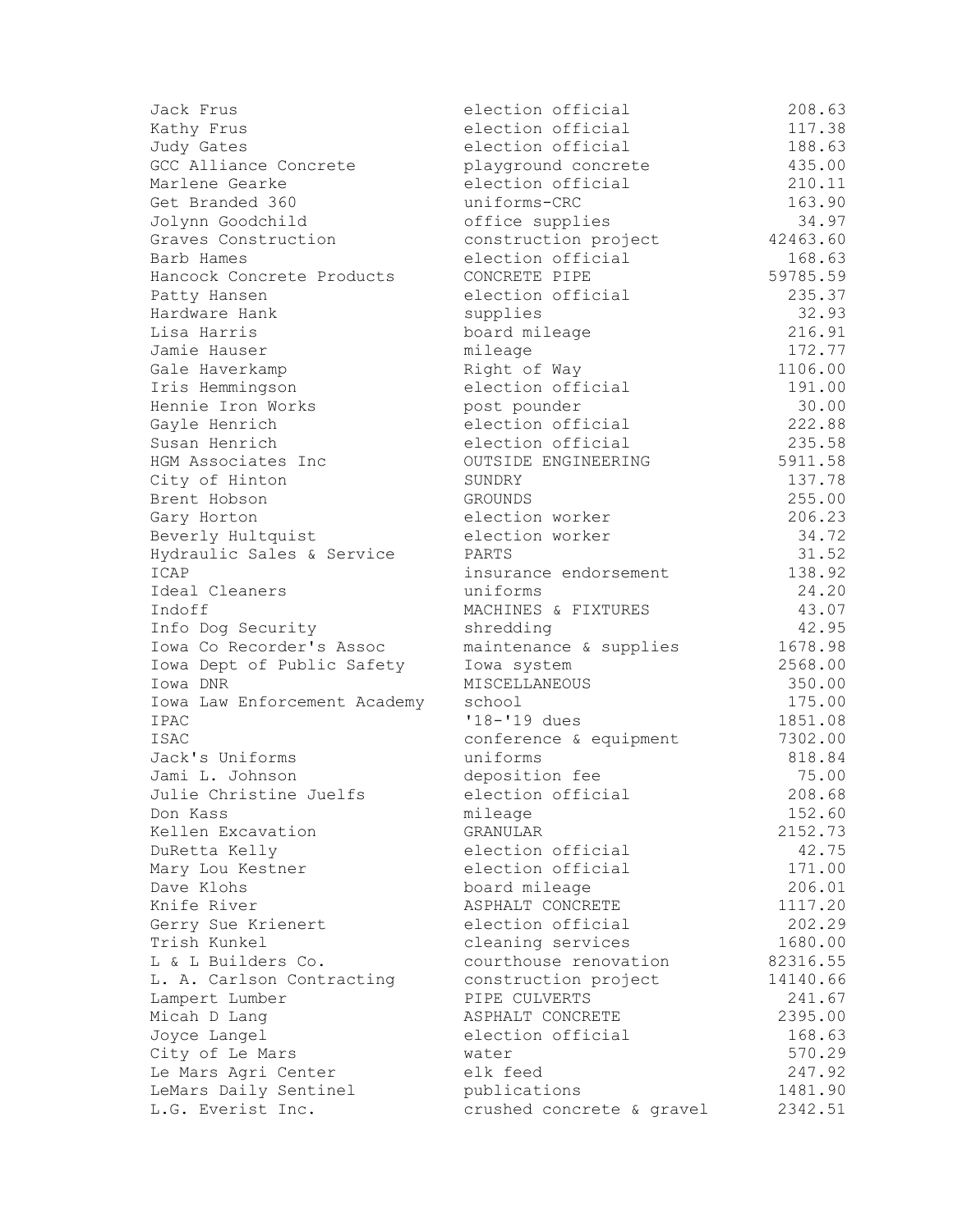| | | |
|---|---|---|
| Jack Frus | election official | 208.63 |
| Kathy Frus | election official | 117.38 |
| Judy Gates | election official | 188.63 |
| GCC Alliance Concrete | playground concrete | 435.00 |
| Marlene Gearke | election official | 210.11 |
| Get Branded 360 | uniforms-CRC | 163.90 |
| Jolynn Goodchild | office supplies | 34.97 |
| Graves Construction | construction project | 42463.60 |
| Barb Hames | election official | 168.63 |
| Hancock Concrete Products | CONCRETE PIPE | 59785.59 |
| Patty Hansen | election official | 235.37 |
| Hardware Hank | supplies | 32.93 |
| Lisa Harris | board mileage | 216.91 |
| Jamie Hauser | mileage | 172.77 |
| Gale Haverkamp | Right of Way | 1106.00 |
| Iris Hemmingson | election official | 191.00 |
| Hennie Iron Works | post pounder | 30.00 |
| Gayle Henrich | election official | 222.88 |
| Susan Henrich | election official | 235.58 |
| HGM Associates Inc | OUTSIDE ENGINEERING | 5911.58 |
| City of Hinton | SUNDRY | 137.78 |
| Brent Hobson | GROUNDS | 255.00 |
| Gary Horton | election worker | 206.23 |
| Beverly Hultquist | election worker | 34.72 |
| Hydraulic Sales & Service | PARTS | 31.52 |
| ICAP | insurance endorsement | 138.92 |
| Ideal Cleaners | uniforms | 24.20 |
| Indoff | MACHINES & FIXTURES | 43.07 |
| Info Dog Security | shredding | 42.95 |
| Iowa Co Recorder's Assoc | maintenance & supplies | 1678.98 |
| Iowa Dept of Public Safety | Iowa system | 2568.00 |
| Iowa DNR | MISCELLANEOUS | 350.00 |
| Iowa Law Enforcement Academy | school | 175.00 |
| IPAC | '18-'19 dues | 1851.08 |
| ISAC | conference & equipment | 7302.00 |
| Jack's Uniforms | uniforms | 818.84 |
| Jami L. Johnson | deposition fee | 75.00 |
| Julie Christine Juelfs | election official | 208.68 |
| Don Kass | mileage | 152.60 |
| Kellen Excavation | GRANULAR | 2152.73 |
| DuRetta Kelly | election official | 42.75 |
| Mary Lou Kestner | election official | 171.00 |
| Dave Klohs | board mileage | 206.01 |
| Knife River | ASPHALT CONCRETE | 1117.20 |
| Gerry Sue Krienert | election official | 202.29 |
| Trish Kunkel | cleaning services | 1680.00 |
| L & L Builders Co. | courthouse renovation | 82316.55 |
| L. A. Carlson Contracting | construction project | 14140.66 |
| Lampert Lumber | PIPE CULVERTS | 241.67 |
| Micah D Lang | ASPHALT CONCRETE | 2395.00 |
| Joyce Langel | election official | 168.63 |
| City of Le Mars | water | 570.29 |
| Le Mars Agri Center | elk feed | 247.92 |
| LeMars Daily Sentinel | publications | 1481.90 |
| L.G. Everist Inc. | crushed concrete & gravel | 2342.51 |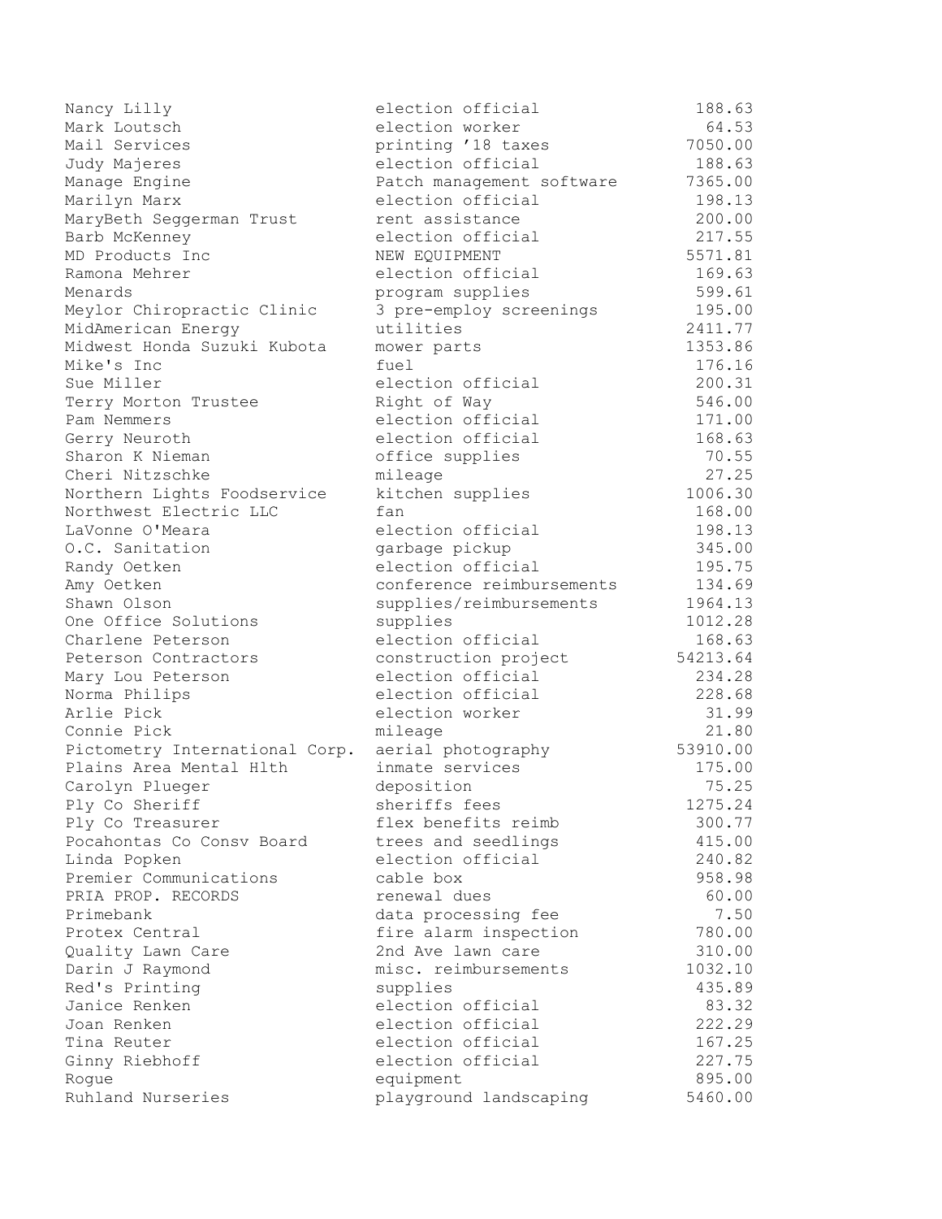| | | |
|---|---|---|
| Nancy Lilly | election official | 188.63 |
| Mark Loutsch | election worker | 64.53 |
| Mail Services | printing '18 taxes | 7050.00 |
| Judy Majeres | election official | 188.63 |
| Manage Engine | Patch management software | 7365.00 |
| Marilyn Marx | election official | 198.13 |
| MaryBeth Seggerman Trust | rent assistance | 200.00 |
| Barb McKenney | election official | 217.55 |
| MD Products Inc | NEW EQUIPMENT | 5571.81 |
| Ramona Mehrer | election official | 169.63 |
| Menards | program supplies | 599.61 |
| Meylor Chiropractic Clinic | 3 pre-employ screenings | 195.00 |
| MidAmerican Energy | utilities | 2411.77 |
| Midwest Honda Suzuki Kubota | mower parts | 1353.86 |
| Mike's Inc | fuel | 176.16 |
| Sue Miller | election official | 200.31 |
| Terry Morton Trustee | Right of Way | 546.00 |
| Pam Nemmers | election official | 171.00 |
| Gerry Neuroth | election official | 168.63 |
| Sharon K Nieman | office supplies | 70.55 |
| Cheri Nitzschke | mileage | 27.25 |
| Northern Lights Foodservice | kitchen supplies | 1006.30 |
| Northwest Electric LLC | fan | 168.00 |
| LaVonne O'Meara | election official | 198.13 |
| O.C. Sanitation | garbage pickup | 345.00 |
| Randy Oetken | election official | 195.75 |
| Amy Oetken | conference reimbursements | 134.69 |
| Shawn Olson | supplies/reimbursements | 1964.13 |
| One Office Solutions | supplies | 1012.28 |
| Charlene Peterson | election official | 168.63 |
| Peterson Contractors | construction project | 54213.64 |
| Mary Lou Peterson | election official | 234.28 |
| Norma Philips | election official | 228.68 |
| Arlie Pick | election worker | 31.99 |
| Connie Pick | mileage | 21.80 |
| Pictometry International Corp. | aerial photography | 53910.00 |
| Plains Area Mental Hlth | inmate services | 175.00 |
| Carolyn Plueger | deposition | 75.25 |
| Ply Co Sheriff | sheriffs fees | 1275.24 |
| Ply Co Treasurer | flex benefits reimb | 300.77 |
| Pocahontas Co Consv Board | trees and seedlings | 415.00 |
| Linda Popken | election official | 240.82 |
| Premier Communications | cable box | 958.98 |
| PRIA PROP. RECORDS | renewal dues | 60.00 |
| Primebank | data processing fee | 7.50 |
| Protex Central | fire alarm inspection | 780.00 |
| Quality Lawn Care | 2nd Ave lawn care | 310.00 |
| Darin J Raymond | misc. reimbursements | 1032.10 |
| Red's Printing | supplies | 435.89 |
| Janice Renken | election official | 83.32 |
| Joan Renken | election official | 222.29 |
| Tina Reuter | election official | 167.25 |
| Ginny Riebhoff | election official | 227.75 |
| Rogue | equipment | 895.00 |
| Ruhland Nurseries | playground landscaping | 5460.00 |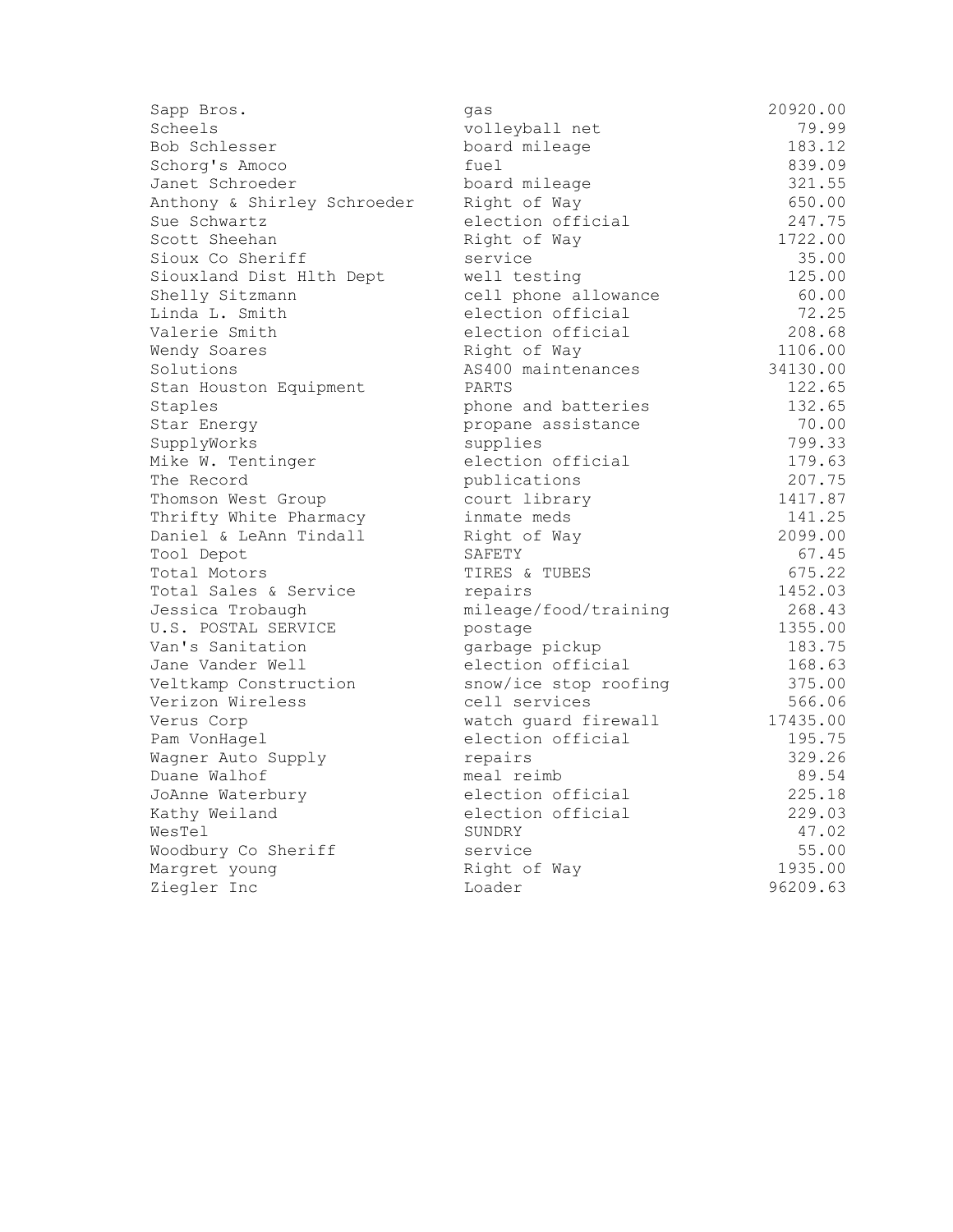| | | |
|---|---|---|
| Sapp Bros. | gas | 20920.00 |
| Scheels | volleyball net | 79.99 |
| Bob Schlesser | board mileage | 183.12 |
| Schorg's Amoco | fuel | 839.09 |
| Janet Schroeder | board mileage | 321.55 |
| Anthony & Shirley Schroeder | Right of Way | 650.00 |
| Sue Schwartz | election official | 247.75 |
| Scott Sheehan | Right of Way | 1722.00 |
| Sioux Co Sheriff | service | 35.00 |
| Siouxland Dist Hlth Dept | well testing | 125.00 |
| Shelly Sitzmann | cell phone allowance | 60.00 |
| Linda L. Smith | election official | 72.25 |
| Valerie Smith | election official | 208.68 |
| Wendy Soares | Right of Way | 1106.00 |
| Solutions | AS400 maintenances | 34130.00 |
| Stan Houston Equipment | PARTS | 122.65 |
| Staples | phone and batteries | 132.65 |
| Star Energy | propane assistance | 70.00 |
| SupplyWorks | supplies | 799.33 |
| Mike W. Tentinger | election official | 179.63 |
| The Record | publications | 207.75 |
| Thomson West Group | court library | 1417.87 |
| Thrifty White Pharmacy | inmate meds | 141.25 |
| Daniel & LeAnn Tindall | Right of Way | 2099.00 |
| Tool Depot | SAFETY | 67.45 |
| Total Motors | TIRES & TUBES | 675.22 |
| Total Sales & Service | repairs | 1452.03 |
| Jessica Trobaugh | mileage/food/training | 268.43 |
| U.S. POSTAL SERVICE | postage | 1355.00 |
| Van's Sanitation | garbage pickup | 183.75 |
| Jane Vander Well | election official | 168.63 |
| Veltkamp Construction | snow/ice stop roofing | 375.00 |
| Verizon Wireless | cell services | 566.06 |
| Verus Corp | watch guard firewall | 17435.00 |
| Pam VonHagel | election official | 195.75 |
| Wagner Auto Supply | repairs | 329.26 |
| Duane Walhof | meal reimb | 89.54 |
| JoAnne Waterbury | election official | 225.18 |
| Kathy Weiland | election official | 229.03 |
| WesTel | SUNDRY | 47.02 |
| Woodbury Co Sheriff | service | 55.00 |
| Margret young | Right of Way | 1935.00 |
| Ziegler Inc | Loader | 96209.63 |